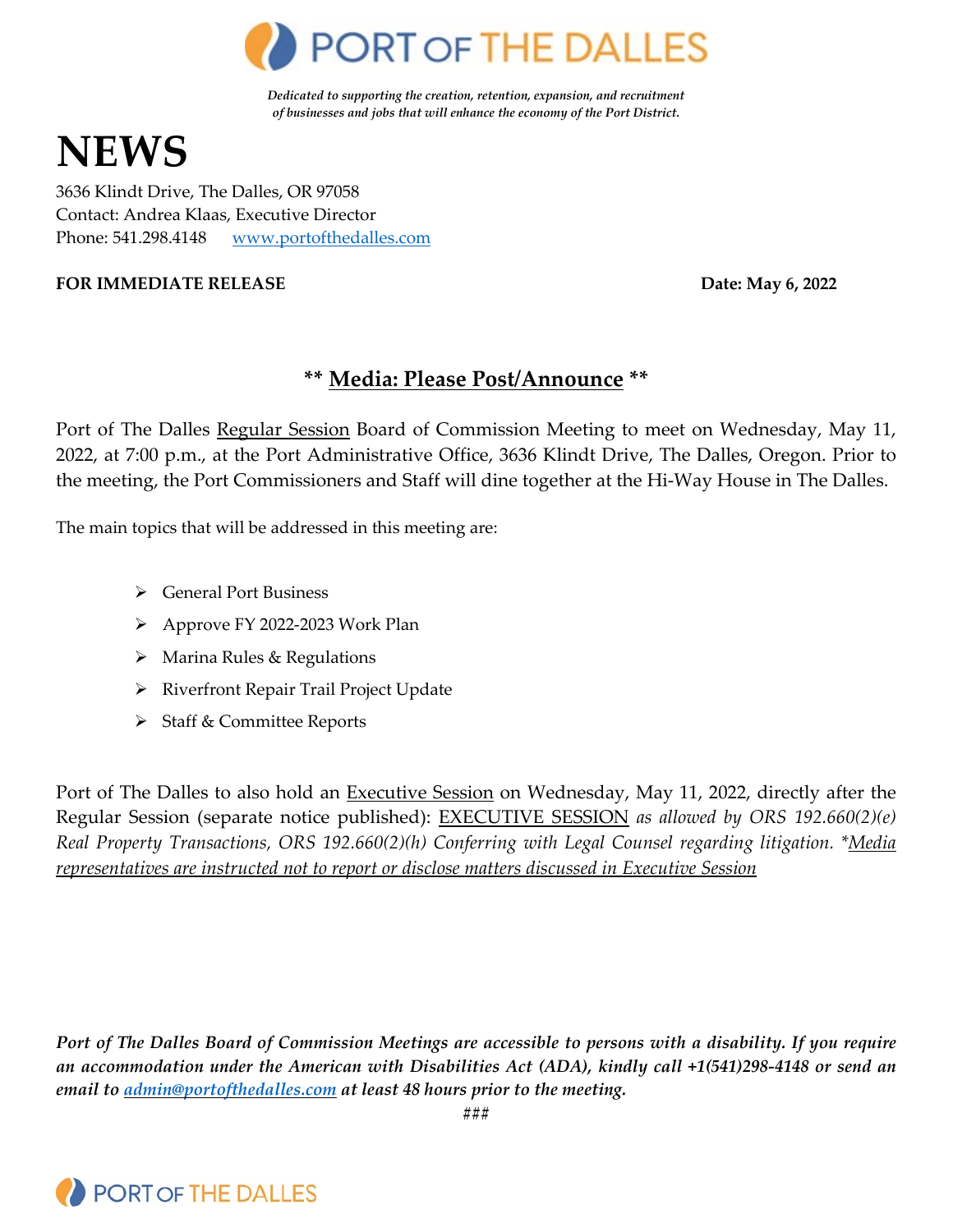# PORT OF THE DALLES

*Dedicated to supporting the creation, retention, expansion, and recruitment of businesses and jobs that will enhance the economy of the Port District.*

# NEWS

3636 Klindt Drive, The Dalles, OR 97058
Contact: Andrea Klaas, Executive Director
Phone: 541.298.4148 www.portofthedalles.com

**FOR IMMEDIATE RELEASE** **Date: May 6, 2022**

**\*\* Media: Please Post/Announce \*\***

Port of The Dalles Regular Session Board of Commission Meeting to meet on Wednesday, May 11, 2022, at 7:00 p.m., at the Port Administrative Office, 3636 Klindt Drive, The Dalles, Oregon. Prior to the meeting, the Port Commissioners and Staff will dine together at the Hi-Way House in The Dalles.

The main topics that will be addressed in this meeting are:

- General Port Business
- Approve FY 2022-2023 Work Plan
- Marina Rules & Regulations
- Riverfront Repair Trail Project Update
- Staff & Committee Reports

Port of The Dalles to also hold an Executive Session on Wednesday, May 11, 2022, directly after the Regular Session (separate notice published): EXECUTIVE SESSION *as allowed by ORS 192.660(2)(e) Real Property Transactions, ORS 192.660(2)(h) Conferring with Legal Counsel regarding litigation. \*Media representatives are instructed not to report or disclose matters discussed in Executive Session*

***Port of The Dalles Board of Commission Meetings are accessible to persons with a disability. If you require an accommodation under the American with Disabilities Act (ADA), kindly call +1(541)298-4148 or send an email to admin@portofthedalles.com at least 48 hours prior to the meeting.***

###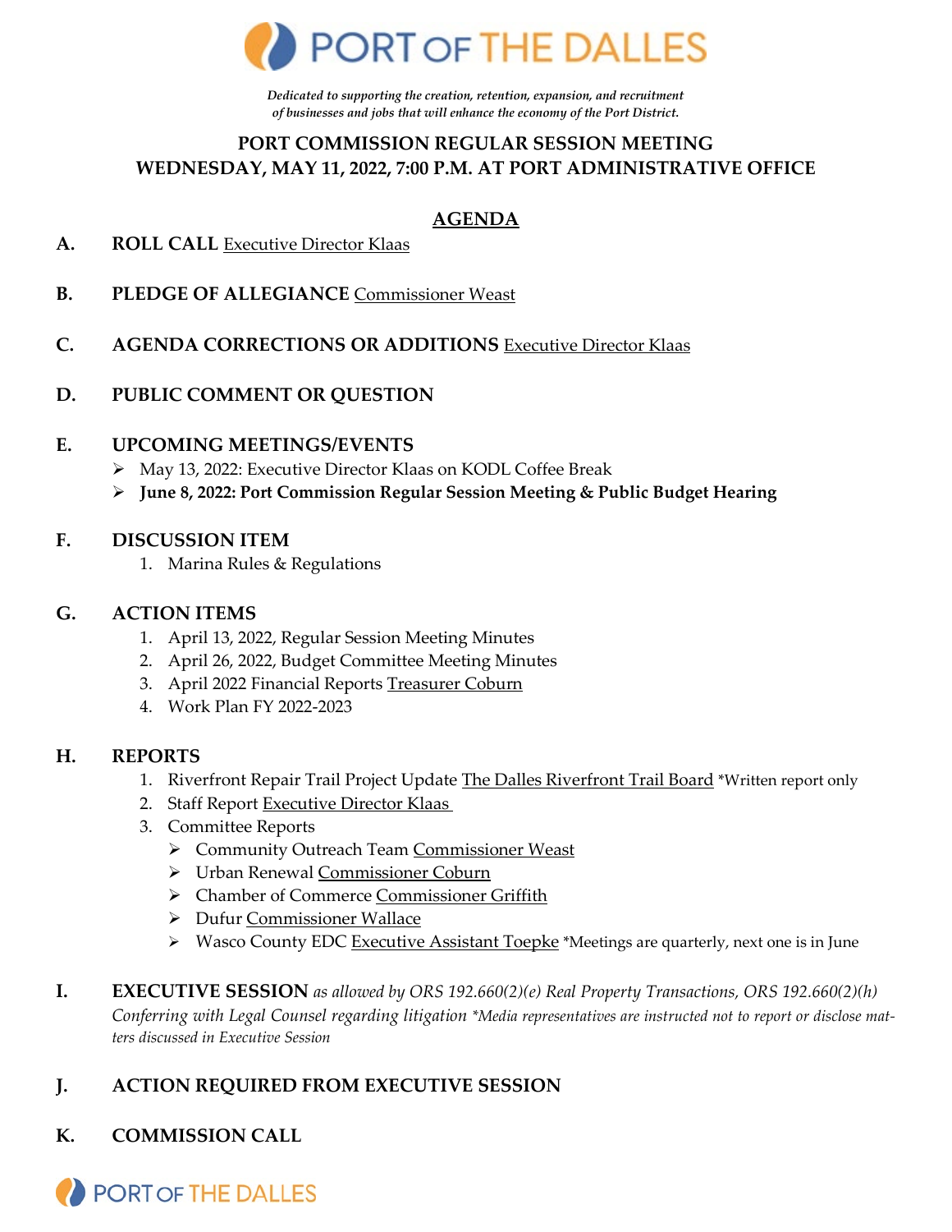# PORT OF THE DALLES

*Dedicated to supporting the creation, retention, expansion, and recruitment of businesses and jobs that will enhance the economy of the Port District.*

## PORT COMMISSION REGULAR SESSION MEETING
## WEDNESDAY, MAY 11, 2022, 7:00 P.M. AT PORT ADMINISTRATIVE OFFICE

### AGENDA

**A. ROLL CALL** Executive Director Klaas

**B. PLEDGE OF ALLEGIANCE** Commissioner Weast

**C. AGENDA CORRECTIONS OR ADDITIONS** Executive Director Klaas

**D. PUBLIC COMMENT OR QUESTION**

**E. UPCOMING MEETINGS/EVENTS**
- May 13, 2022: Executive Director Klaas on KODL Coffee Break
- **June 8, 2022: Port Commission Regular Session Meeting & Public Budget Hearing**

**F. DISCUSSION ITEM**
1. Marina Rules & Regulations

**G. ACTION ITEMS**
1. April 13, 2022, Regular Session Meeting Minutes
2. April 26, 2022, Budget Committee Meeting Minutes
3. April 2022 Financial Reports Treasurer Coburn
4. Work Plan FY 2022-2023

**H. REPORTS**
1. Riverfront Repair Trail Project Update The Dalles Riverfront Trail Board *Written report only
2. Staff Report Executive Director Klaas
3. Committee Reports
   - Community Outreach Team Commissioner Weast
   - Urban Renewal Commissioner Coburn
   - Chamber of Commerce Commissioner Griffith
   - Dufur Commissioner Wallace
   - Wasco County EDC Executive Assistant Toepke *Meetings are quarterly, next one is in June

**I. EXECUTIVE SESSION** *as allowed by ORS 192.660(2)(e) Real Property Transactions, ORS 192.660(2)(h) Conferring with Legal Counsel regarding litigation \*Media representatives are instructed not to report or disclose matters discussed in Executive Session*

**J. ACTION REQUIRED FROM EXECUTIVE SESSION**

**K. COMMISSION CALL**